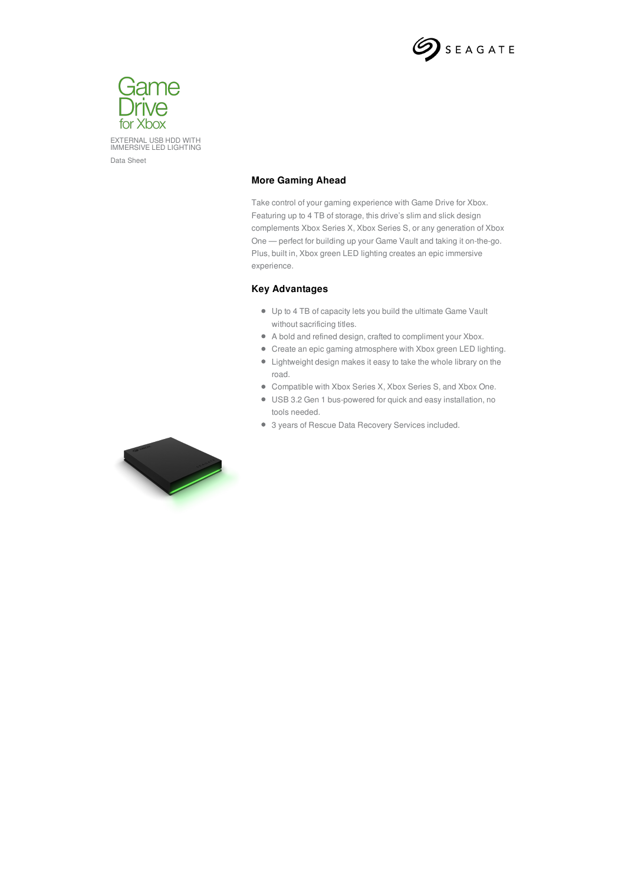SEAGATE

# Game Drive for Xbox

EXTERNAL USB HDD WITH IMMERSIVE LED LIGHTING

Data Sheet

## More Gaming Ahead

Take control of your gaming experience with Game Drive for Xbox. Featuring up to 4 TB of storage, this drive's slim and slick design complements Xbox Series X, Xbox Series S, or any generation of Xbox One — perfect for building up your Game Vault and taking it on-the-go. Plus, built in, Xbox green LED lighting creates an epic immersive experience.

## Key Advantages

- Up to 4 TB of capacity lets you build the ultimate Game Vault without sacrificing titles.
- A bold and refined design, crafted to compliment your Xbox.
- Create an epic gaming atmosphere with Xbox green LED lighting.
- Lightweight design makes it easy to take the whole library on the road.
- Compatible with Xbox Series X, Xbox Series S, and Xbox One.
- USB 3.2 Gen 1 bus-powered for quick and easy installation, no tools needed.
- 3 years of Rescue Data Recovery Services included.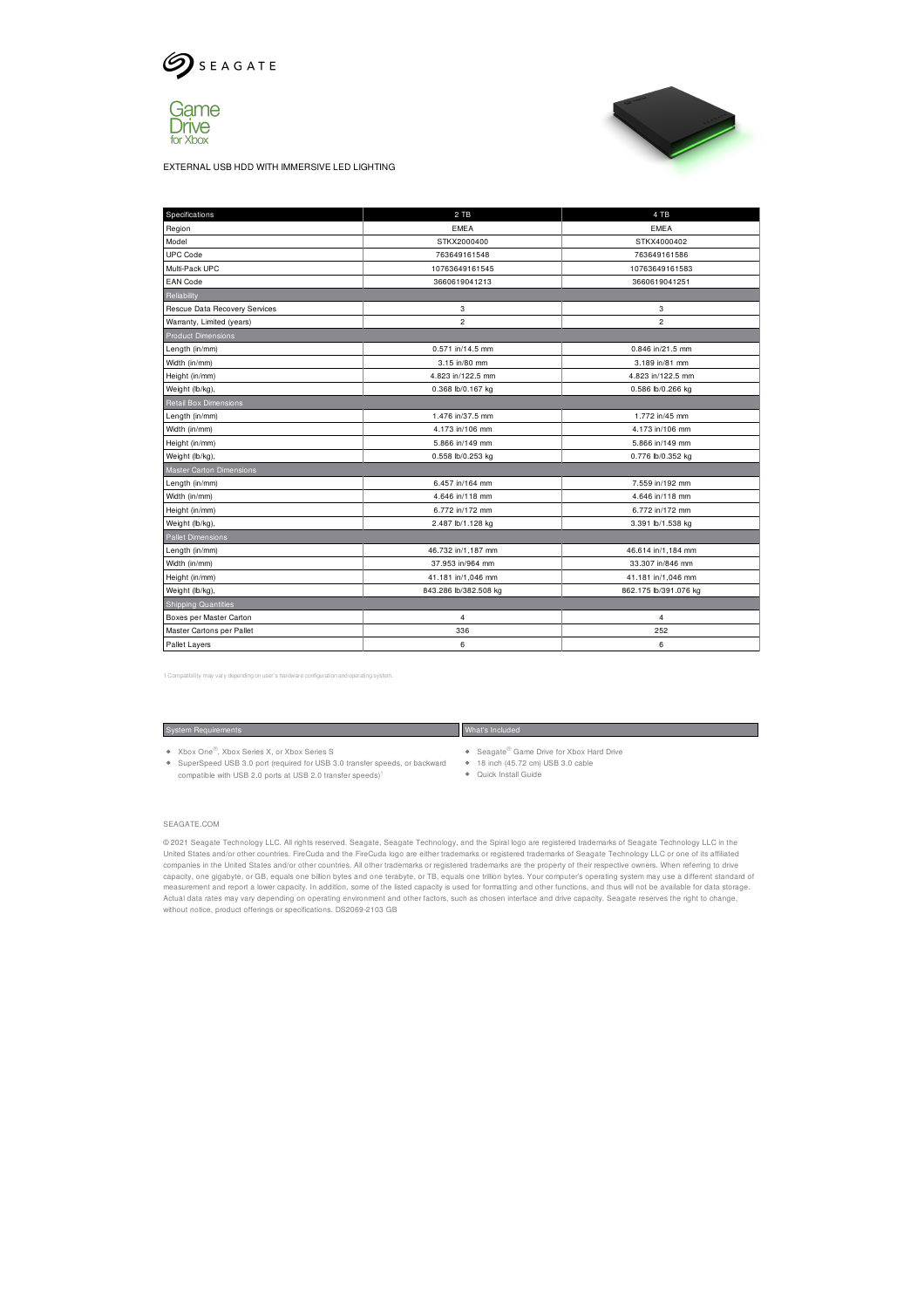# Game Drive for Xbox

EXTERNAL USB HDD WITH IMMERSIVE LED LIGHTING

| Specifications | 2 TB | 4 TB |
| --- | --- | --- |
| Region | EMEA | EMEA |
| Model | STKX2000400 | STKX4000402 |
| UPC Code | 763649161548 | 763649161586 |
| Multi-Pack UPC | 10763649161545 | 10763649161583 |
| EAN Code | 3660619041213 | 3660619041251 |
| **Reliability** | | |
| Rescue Data Recovery Services | 3 | 3 |
| Warranty, Limited (years) | 2 | 2 |
| **Product Dimensions** | | |
| Length (in/mm) | 0.571 in/14.5 mm | 0.846 in/21.5 mm |
| Width (in/mm) | 3.15 in/80 mm | 3.189 in/81 mm |
| Height (in/mm) | 4.823 in/122.5 mm | 4.823 in/122.5 mm |
| Weight (lb/kg), | 0.368 lb/0.167 kg | 0.586 lb/0.266 kg |
| **Retail Box Dimensions** | | |
| Length (in/mm) | 1.476 in/37.5 mm | 1.772 in/45 mm |
| Width (in/mm) | 4.173 in/106 mm | 4.173 in/106 mm |
| Height (in/mm) | 5.866 in/149 mm | 5.866 in/149 mm |
| Weight (lb/kg), | 0.558 lb/0.253 kg | 0.776 lb/0.352 kg |
| **Master Carton Dimensions** | | |
| Length (in/mm) | 6.457 in/164 mm | 7.559 in/192 mm |
| Width (in/mm) | 4.646 in/118 mm | 4.646 in/118 mm |
| Height (in/mm) | 6.772 in/172 mm | 6.772 in/172 mm |
| Weight (lb/kg), | 2.487 lb/1.128 kg | 3.391 lb/1.538 kg |
| **Pallet Dimensions** | | |
| Length (in/mm) | 46.732 in/1,187 mm | 46.614 in/1,184 mm |
| Width (in/mm) | 37.953 in/964 mm | 33.307 in/846 mm |
| Height (in/mm) | 41.181 in/1,046 mm | 41.181 in/1,046 mm |
| Weight (lb/kg), | 843.286 lb/382.508 kg | 862.175 lb/391.076 kg |
| **Shipping Quantities** | | |
| Boxes per Master Carton | 4 | 4 |
| Master Cartons per Pallet | 336 | 252 |
| Pallet Layers | 6 | 6 |

1 Compatibility may vary depending on user's hardware configuration and operating system.

## System Requirements

- Xbox One®, Xbox Series X, or Xbox Series S
- SuperSpeed USB 3.0 port (required for USB 3.0 transfer speeds, or backward compatible with USB 2.0 ports at USB 2.0 transfer speeds)[1]

## What's Included

- Seagate® Game Drive for Xbox Hard Drive
- 18 inch (45.72 cm) USB 3.0 cable
- Quick Install Guide

SEAGATE.COM

© 2021 Seagate Technology LLC. All rights reserved. Seagate, Seagate Technology, and the Spiral logo are registered trademarks of Seagate Technology LLC in the United States and/or other countries. FireCuda and the FireCuda logo are either trademarks or registered trademarks of Seagate Technology LLC or one of its affiliated companies in the United States and/or other countries. All other trademarks or registered trademarks are the property of their respective owners. When referring to drive capacity, one gigabyte, or GB, equals one billion bytes and one terabyte, or TB, equals one trillion bytes. Your computer's operating system may use a different standard of measurement and report a lower capacity. In addition, some of the listed capacity is used for formatting and other functions, and thus will not be available for data storage. Actual data rates may vary depending on operating environment and other factors, such as chosen interface and drive capacity. Seagate reserves the right to change, without notice, product offerings or specifications. DS2069-2103 GB